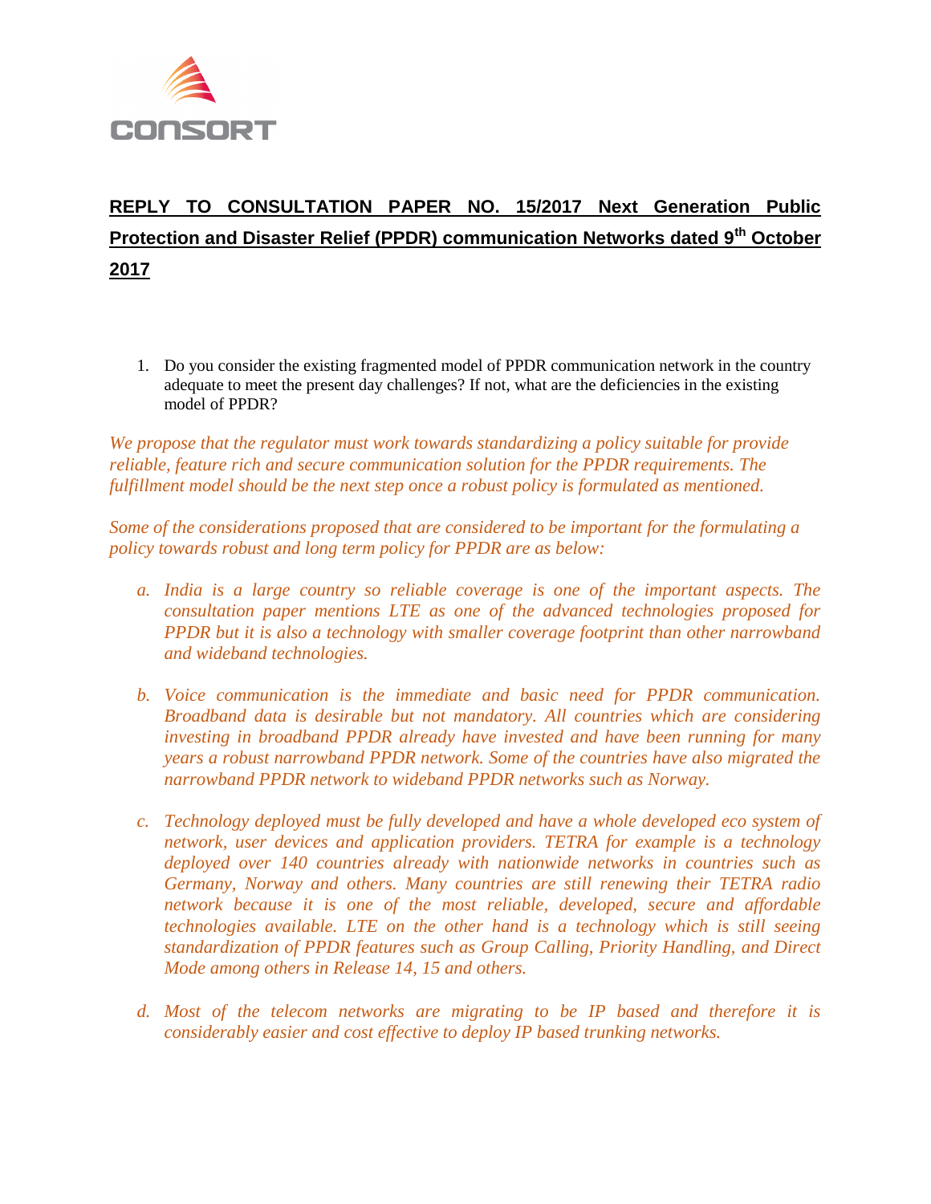CONSORT

# REPLY TO CONSULTATION PAPER NO. 15/2017 Next Generation Public Protection and Disaster Relief (PPDR) communication Networks dated 9th October 2017

1. Do you consider the existing fragmented model of PPDR communication network in the country adequate to meet the present day challenges? If not, what are the deficiencies in the existing model of PPDR?

*We propose that the regulator must work towards standardizing a policy suitable for provide reliable, feature rich and secure communication solution for the PPDR requirements. The fulfillment model should be the next step once a robust policy is formulated as mentioned.*

*Some of the considerations proposed that are considered to be important for the formulating a policy towards robust and long term policy for PPDR are as below:*

- *a. India is a large country so reliable coverage is one of the important aspects. The consultation paper mentions LTE as one of the advanced technologies proposed for PPDR but it is also a technology with smaller coverage footprint than other narrowband and wideband technologies.*

- *b. Voice communication is the immediate and basic need for PPDR communication. Broadband data is desirable but not mandatory. All countries which are considering investing in broadband PPDR already have invested and have been running for many years a robust narrowband PPDR network. Some of the countries have also migrated the narrowband PPDR network to wideband PPDR networks such as Norway.*

- *c. Technology deployed must be fully developed and have a whole developed eco system of network, user devices and application providers. TETRA for example is a technology deployed over 140 countries already with nationwide networks in countries such as Germany, Norway and others. Many countries are still renewing their TETRA radio network because it is one of the most reliable, developed, secure and affordable technologies available. LTE on the other hand is a technology which is still seeing standardization of PPDR features such as Group Calling, Priority Handling, and Direct Mode among others in Release 14, 15 and others.*

- *d. Most of the telecom networks are migrating to be IP based and therefore it is considerably easier and cost effective to deploy IP based trunking networks.*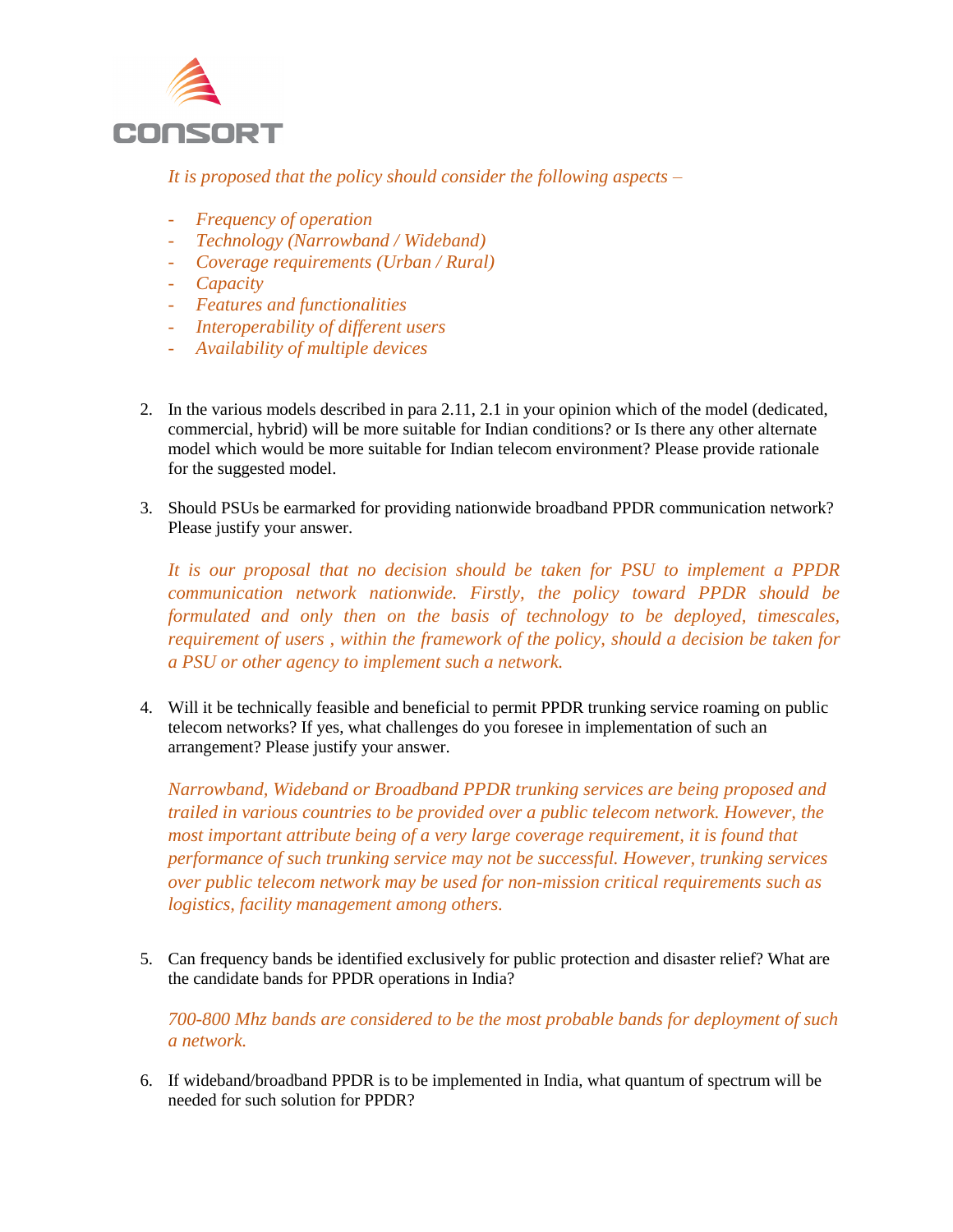*It is proposed that the policy should consider the following aspects –*

- *Frequency of operation*
- *Technology (Narrowband / Wideband)*
- *Coverage requirements (Urban / Rural)*
- *Capacity*
- *Features and functionalities*
- *Interoperability of different users*
- *Availability of multiple devices*

2. In the various models described in para 2.11, 2.1 in your opinion which of the model (dedicated, commercial, hybrid) will be more suitable for Indian conditions? or Is there any other alternate model which would be more suitable for Indian telecom environment? Please provide rationale for the suggested model.

3. Should PSUs be earmarked for providing nationwide broadband PPDR communication network? Please justify your answer.

   *It is our proposal that no decision should be taken for PSU to implement a PPDR communication network nationwide. Firstly, the policy toward PPDR should be formulated and only then on the basis of technology to be deployed, timescales, requirement of users , within the framework of the policy, should a decision be taken for a PSU or other agency to implement such a network.*

4. Will it be technically feasible and beneficial to permit PPDR trunking service roaming on public telecom networks? If yes, what challenges do you foresee in implementation of such an arrangement? Please justify your answer.

   *Narrowband, Wideband or Broadband PPDR trunking services are being proposed and trailed in various countries to be provided over a public telecom network. However, the most important attribute being of a very large coverage requirement, it is found that performance of such trunking service may not be successful. However, trunking services over public telecom network may be used for non-mission critical requirements such as logistics, facility management among others.*

5. Can frequency bands be identified exclusively for public protection and disaster relief? What are the candidate bands for PPDR operations in India?

   *700-800 Mhz bands are considered to be the most probable bands for deployment of such a network.*

6. If wideband/broadband PPDR is to be implemented in India, what quantum of spectrum will be needed for such solution for PPDR?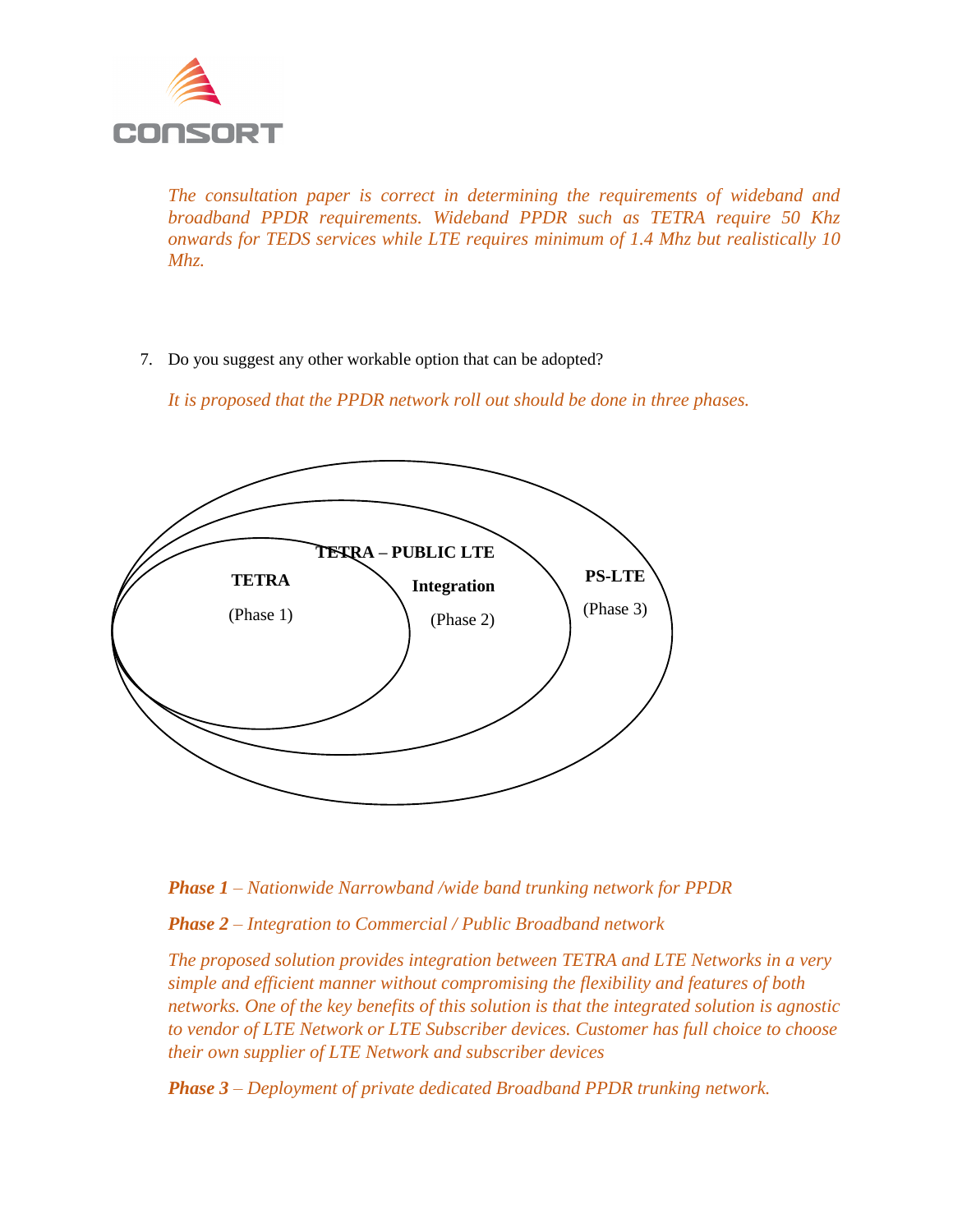*The consultation paper is correct in determining the requirements of wideband and broadband PPDR requirements. Wideband PPDR such as TETRA require 50 Khz onwards for TEDS services while LTE requires minimum of 1.4 Mhz but realistically 10 Mhz.*

7. Do you suggest any other workable option that can be adopted?

   *It is proposed that the PPDR network roll out should be done in three phases.*

   **TETRA** (Phase 1)

   **TETRA – PUBLIC LTE Integration** (Phase 2)

   **PS-LTE** (Phase 3)

   ***Phase 1*** *– Nationwide Narrowband /wide band trunking network for PPDR*

   ***Phase 2*** *– Integration to Commercial / Public Broadband network*

   *The proposed solution provides integration between TETRA and LTE Networks in a very simple and efficient manner without compromising the flexibility and features of both networks. One of the key benefits of this solution is that the integrated solution is agnostic to vendor of LTE Network or LTE Subscriber devices. Customer has full choice to choose their own supplier of LTE Network and subscriber devices*

   ***Phase 3*** *– Deployment of private dedicated Broadband PPDR trunking network.*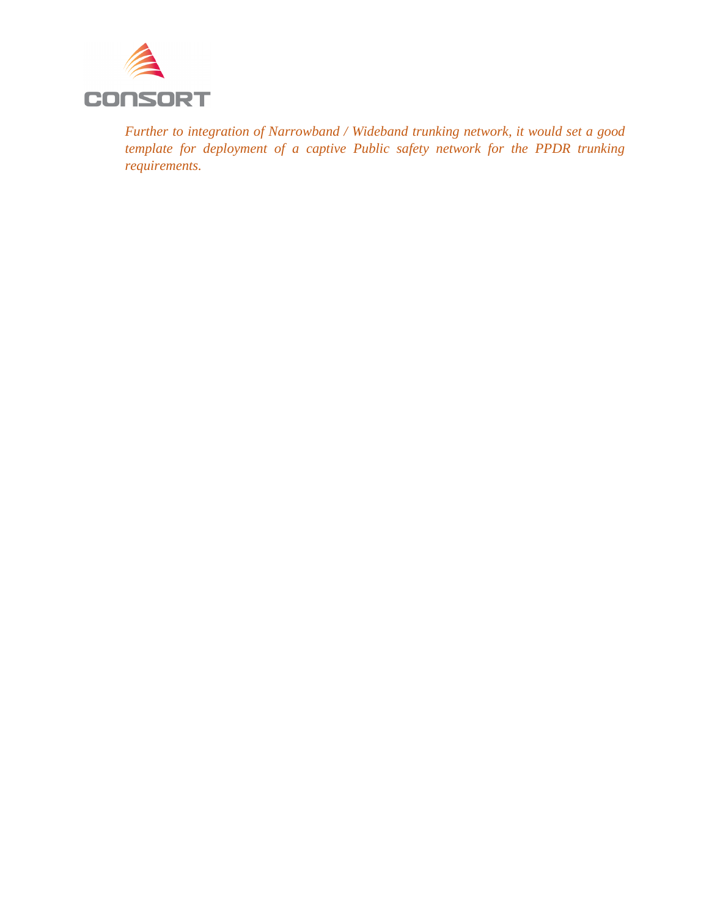*Further to integration of Narrowband / Wideband trunking network, it would set a good template for deployment of a captive Public safety network for the PPDR trunking requirements.*